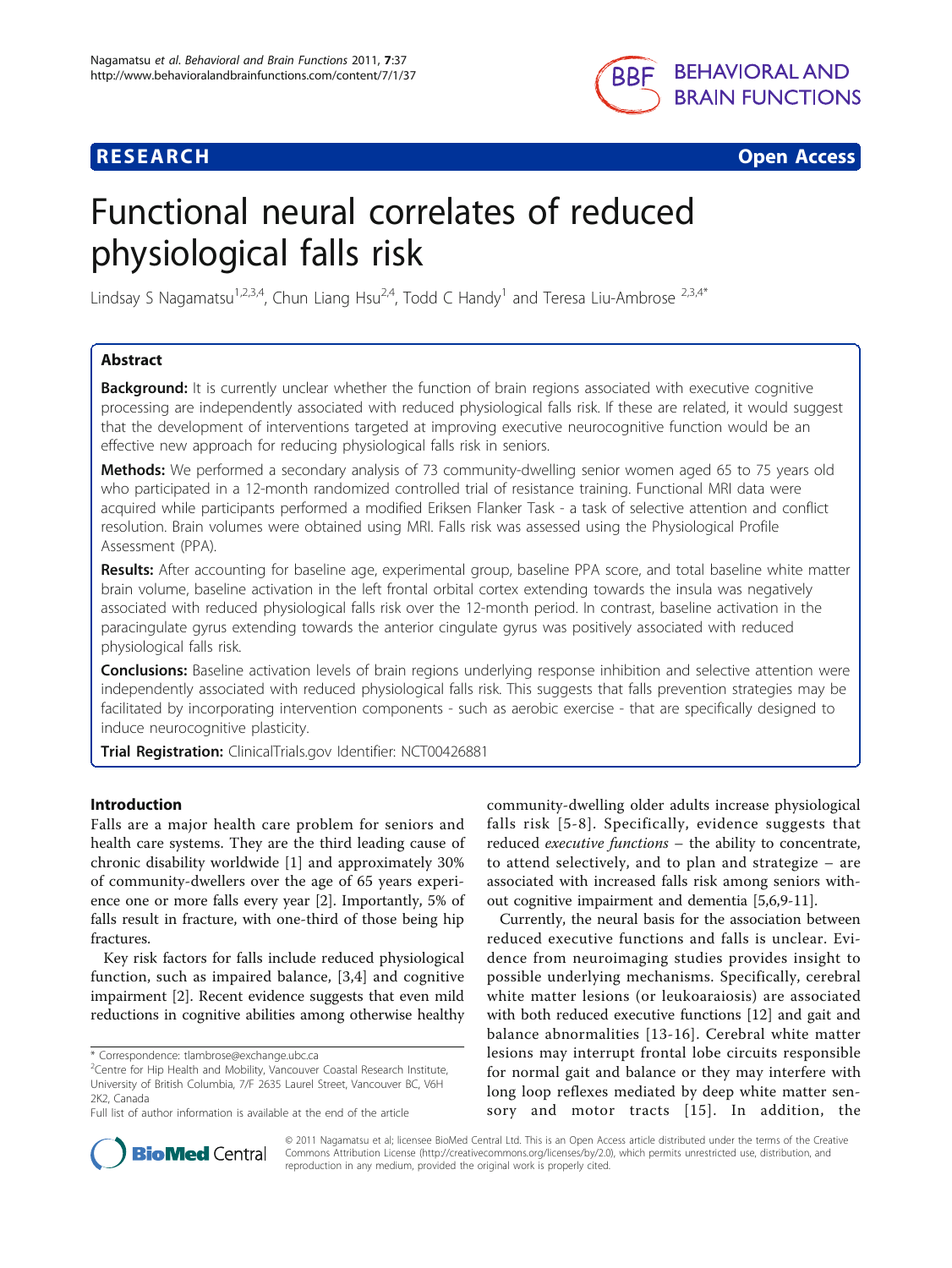RESEARCH Open Access

# Functional neural correlates of reduced physiological falls risk

Lindsay S Nagamatsu[1,2,3,4], Chun Liang Hsu[2,4], Todd C Handy[1] and Teresa Liu-Ambrose[2,3,4*]

## Abstract

**Background:** It is currently unclear whether the function of brain regions associated with executive cognitive processing are independently associated with reduced physiological falls risk. If these are related, it would suggest that the development of interventions targeted at improving executive neurocognitive function would be an effective new approach for reducing physiological falls risk in seniors.

**Methods:** We performed a secondary analysis of 73 community-dwelling senior women aged 65 to 75 years old who participated in a 12-month randomized controlled trial of resistance training. Functional MRI data were acquired while participants performed a modified Eriksen Flanker Task - a task of selective attention and conflict resolution. Brain volumes were obtained using MRI. Falls risk was assessed using the Physiological Profile Assessment (PPA).

**Results:** After accounting for baseline age, experimental group, baseline PPA score, and total baseline white matter brain volume, baseline activation in the left frontal orbital cortex extending towards the insula was negatively associated with reduced physiological falls risk over the 12-month period. In contrast, baseline activation in the paracingulate gyrus extending towards the anterior cingulate gyrus was positively associated with reduced physiological falls risk.

**Conclusions:** Baseline activation levels of brain regions underlying response inhibition and selective attention were independently associated with reduced physiological falls risk. This suggests that falls prevention strategies may be facilitated by incorporating intervention components - such as aerobic exercise - that are specifically designed to induce neurocognitive plasticity.

**Trial Registration:** ClinicalTrials.gov Identifier: NCT00426881

## Introduction

Falls are a major health care problem for seniors and health care systems. They are the third leading cause of chronic disability worldwide [1] and approximately 30% of community-dwellers over the age of 65 years experience one or more falls every year [2]. Importantly, 5% of falls result in fracture, with one-third of those being hip fractures.

Key risk factors for falls include reduced physiological function, such as impaired balance, [3,4] and cognitive impairment [2]. Recent evidence suggests that even mild reductions in cognitive abilities among otherwise healthy community-dwelling older adults increase physiological falls risk [5-8]. Specifically, evidence suggests that reduced *executive functions* – the ability to concentrate, to attend selectively, and to plan and strategize – are associated with increased falls risk among seniors without cognitive impairment and dementia [5,6,9-11].

Currently, the neural basis for the association between reduced executive functions and falls is unclear. Evidence from neuroimaging studies provides insight to possible underlying mechanisms. Specifically, cerebral white matter lesions (or leukoaraiosis) are associated with both reduced executive functions [12] and gait and balance abnormalities [13-16]. Cerebral white matter lesions may interrupt frontal lobe circuits responsible for normal gait and balance or they may interfere with long loop reflexes mediated by deep white matter sensory and motor tracts [15]. In addition, the

\* Correspondence: tlambrose@exchange.ubc.ca
[2]Centre for Hip Health and Mobility, Vancouver Coastal Research Institute, University of British Columbia, 7/F 2635 Laurel Street, Vancouver BC, V6H 2K2, Canada
Full list of author information is available at the end of the article

© 2011 Nagamatsu et al; licensee BioMed Central Ltd. This is an Open Access article distributed under the terms of the Creative Commons Attribution License (http://creativecommons.org/licenses/by/2.0), which permits unrestricted use, distribution, and reproduction in any medium, provided the original work is properly cited.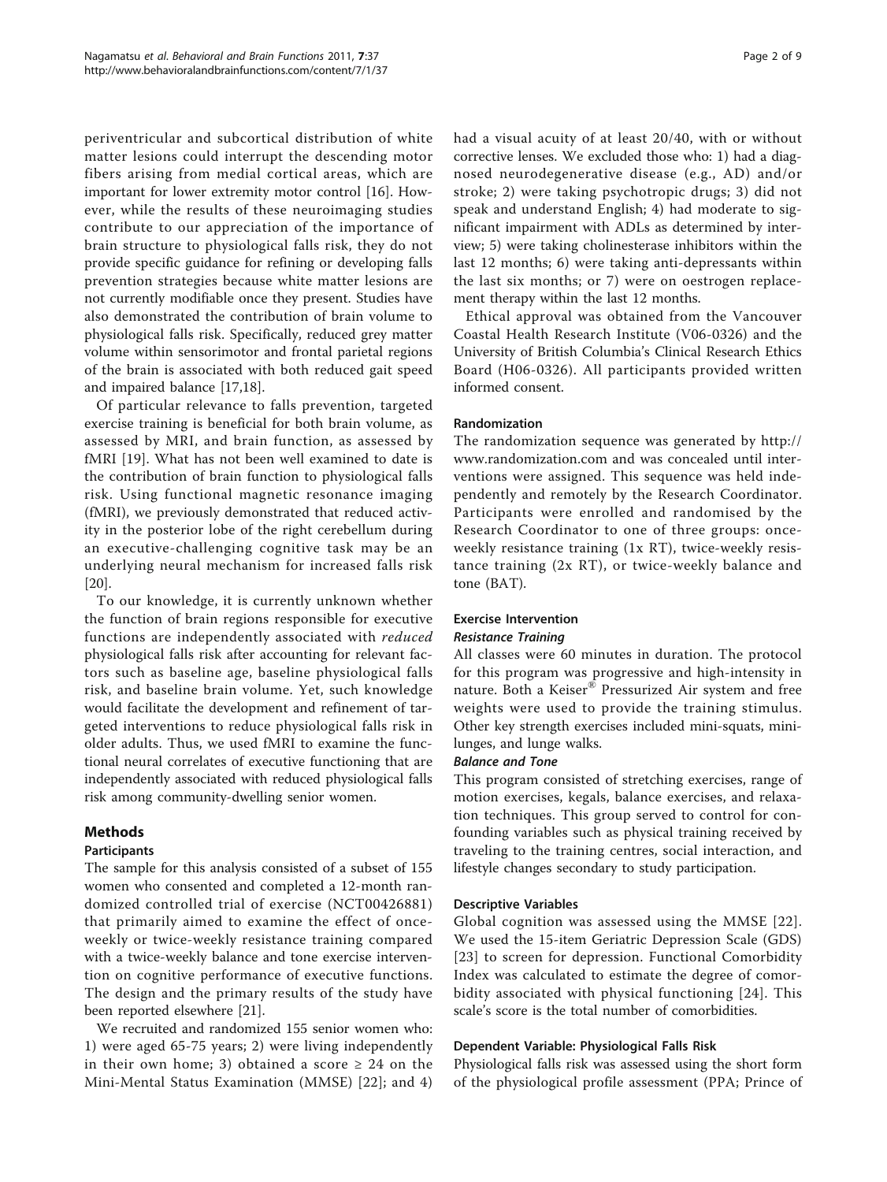periventricular and subcortical distribution of white matter lesions could interrupt the descending motor fibers arising from medial cortical areas, which are important for lower extremity motor control [16]. However, while the results of these neuroimaging studies contribute to our appreciation of the importance of brain structure to physiological falls risk, they do not provide specific guidance for refining or developing falls prevention strategies because white matter lesions are not currently modifiable once they present. Studies have also demonstrated the contribution of brain volume to physiological falls risk. Specifically, reduced grey matter volume within sensorimotor and frontal parietal regions of the brain is associated with both reduced gait speed and impaired balance [17,18].

Of particular relevance to falls prevention, targeted exercise training is beneficial for both brain volume, as assessed by MRI, and brain function, as assessed by fMRI [19]. What has not been well examined to date is the contribution of brain function to physiological falls risk. Using functional magnetic resonance imaging (fMRI), we previously demonstrated that reduced activity in the posterior lobe of the right cerebellum during an executive-challenging cognitive task may be an underlying neural mechanism for increased falls risk [20].

To our knowledge, it is currently unknown whether the function of brain regions responsible for executive functions are independently associated with *reduced* physiological falls risk after accounting for relevant factors such as baseline age, baseline physiological falls risk, and baseline brain volume. Yet, such knowledge would facilitate the development and refinement of targeted interventions to reduce physiological falls risk in older adults. Thus, we used fMRI to examine the functional neural correlates of executive functioning that are independently associated with reduced physiological falls risk among community-dwelling senior women.

## Methods

### Participants

The sample for this analysis consisted of a subset of 155 women who consented and completed a 12-month randomized controlled trial of exercise (NCT00426881) that primarily aimed to examine the effect of once-weekly or twice-weekly resistance training compared with a twice-weekly balance and tone exercise intervention on cognitive performance of executive functions. The design and the primary results of the study have been reported elsewhere [21].

We recruited and randomized 155 senior women who: 1) were aged 65-75 years; 2) were living independently in their own home; 3) obtained a score ≥ 24 on the Mini-Mental Status Examination (MMSE) [22]; and 4) had a visual acuity of at least 20/40, with or without corrective lenses. We excluded those who: 1) had a diagnosed neurodegenerative disease (e.g., AD) and/or stroke; 2) were taking psychotropic drugs; 3) did not speak and understand English; 4) had moderate to significant impairment with ADLs as determined by interview; 5) were taking cholinesterase inhibitors within the last 12 months; 6) were taking anti-depressants within the last six months; or 7) were on oestrogen replacement therapy within the last 12 months.

Ethical approval was obtained from the Vancouver Coastal Health Research Institute (V06-0326) and the University of British Columbia's Clinical Research Ethics Board (H06-0326). All participants provided written informed consent.

### Randomization

The randomization sequence was generated by http://www.randomization.com and was concealed until interventions were assigned. This sequence was held independently and remotely by the Research Coordinator. Participants were enrolled and randomised by the Research Coordinator to one of three groups: once-weekly resistance training (1x RT), twice-weekly resistance training (2x RT), or twice-weekly balance and tone (BAT).

### Exercise Intervention

#### *Resistance Training*

All classes were 60 minutes in duration. The protocol for this program was progressive and high-intensity in nature. Both a Keiser® Pressurized Air system and free weights were used to provide the training stimulus. Other key strength exercises included mini-squats, mini-lunges, and lunge walks.

#### *Balance and Tone*

This program consisted of stretching exercises, range of motion exercises, kegals, balance exercises, and relaxation techniques. This group served to control for confounding variables such as physical training received by traveling to the training centres, social interaction, and lifestyle changes secondary to study participation.

### Descriptive Variables

Global cognition was assessed using the MMSE [22]. We used the 15-item Geriatric Depression Scale (GDS) [23] to screen for depression. Functional Comorbidity Index was calculated to estimate the degree of comorbidity associated with physical functioning [24]. This scale's score is the total number of comorbidities.

### Dependent Variable: Physiological Falls Risk

Physiological falls risk was assessed using the short form of the physiological profile assessment (PPA; Prince of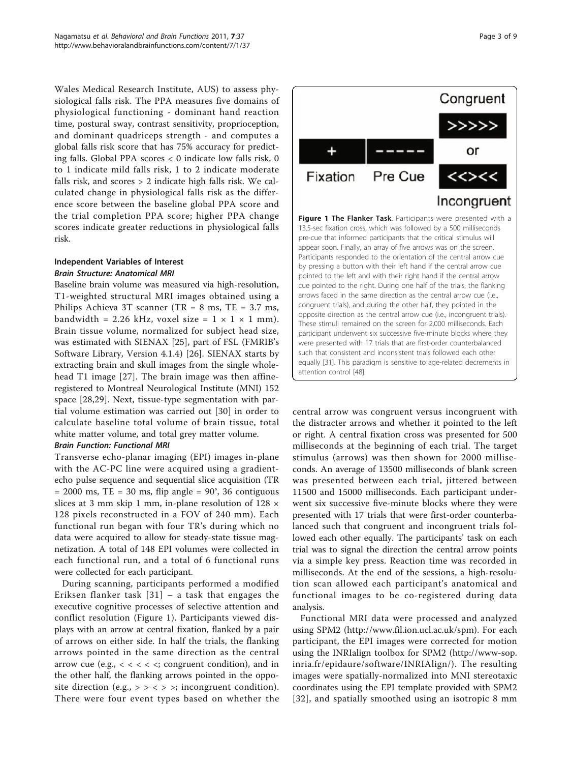Wales Medical Research Institute, AUS) to assess physiological falls risk. The PPA measures five domains of physiological functioning - dominant hand reaction time, postural sway, contrast sensitivity, proprioception, and dominant quadriceps strength - and computes a global falls risk score that has 75% accuracy for predicting falls. Global PPA scores < 0 indicate low falls risk, 0 to 1 indicate mild falls risk, 1 to 2 indicate moderate falls risk, and scores > 2 indicate high falls risk. We calculated change in physiological falls risk as the difference score between the baseline global PPA score and the trial completion PPA score; higher PPA change scores indicate greater reductions in physiological falls risk.

### Independent Variables of Interest

#### *Brain Structure: Anatomical MRI*

Baseline brain volume was measured via high-resolution, T1-weighted structural MRI images obtained using a Philips Achieva 3T scanner (TR = 8 ms, TE = 3.7 ms, bandwidth = 2.26 kHz, voxel size = 1 × 1 × 1 mm). Brain tissue volume, normalized for subject head size, was estimated with SIENAX [25], part of FSL (FMRIB's Software Library, Version 4.1.4) [26]. SIENAX starts by extracting brain and skull images from the single whole-head T1 image [27]. The brain image was then affine-registered to Montreal Neurological Institute (MNI) 152 space [28,29]. Next, tissue-type segmentation with partial volume estimation was carried out [30] in order to calculate baseline total volume of brain tissue, total white matter volume, and total grey matter volume.

#### *Brain Function: Functional MRI*

Transverse echo-planar imaging (EPI) images in-plane with the AC-PC line were acquired using a gradient-echo pulse sequence and sequential slice acquisition (TR = 2000 ms, TE = 30 ms, flip angle = 90°, 36 contiguous slices at 3 mm skip 1 mm, in-plane resolution of 128 × 128 pixels reconstructed in a FOV of 240 mm). Each functional run began with four TR's during which no data were acquired to allow for steady-state tissue magnetization. A total of 148 EPI volumes were collected in each functional run, and a total of 6 functional runs were collected for each participant.

During scanning, participants performed a modified Eriksen flanker task [31] – a task that engages the executive cognitive processes of selective attention and conflict resolution (Figure 1). Participants viewed displays with an arrow at central fixation, flanked by a pair of arrows on either side. In half the trials, the flanking arrows pointed in the same direction as the central arrow cue (e.g., < < < < <; congruent condition), and in the other half, the flanking arrows pointed in the opposite direction (e.g., > > < > >; incongruent condition). There were four event types based on whether the central arrow was congruent versus incongruent with the distracter arrows and whether it pointed to the left or right. A central fixation cross was presented for 500 milliseconds at the beginning of each trial. The target stimulus (arrows) was then shown for 2000 milliseconds. An average of 13500 milliseconds of blank screen was presented between each trial, jittered between 11500 and 15000 milliseconds. Each participant underwent six successive five-minute blocks where they were presented with 17 trials that were first-order counterbalanced such that congruent and incongruent trials followed each other equally. The participants' task on each trial was to signal the direction the central arrow points via a simple key press. Reaction time was recorded in milliseconds. At the end of the sessions, a high-resolution scan allowed each participant's anatomical and functional images to be co-registered during data analysis.

**Figure 1 The Flanker Task**. Participants were presented with a 13.5-sec fixation cross, which was followed by a 500 milliseconds pre-cue that informed participants that the critical stimulus will appear soon. Finally, an array of five arrows was on the screen. Participants responded to the orientation of the central arrow cue by pressing a button with their left hand if the central arrow cue pointed to the left and with their right hand if the central arrow cue pointed to the right. During one half of the trials, the flanking arrows faced in the same direction as the central arrow cue (i.e., congruent trials), and during the other half, they pointed in the opposite direction as the central arrow cue (i.e., incongruent trials). These stimuli remained on the screen for 2,000 milliseconds. Each participant underwent six successive five-minute blocks where they were presented with 17 trials that are first-order counterbalanced such that consistent and inconsistent trials followed each other equally [31]. This paradigm is sensitive to age-related decrements in attention control [48].

Functional MRI data were processed and analyzed using SPM2 (http://www.fil.ion.ucl.ac.uk/spm). For each participant, the EPI images were corrected for motion using the INRIalign toolbox for SPM2 (http://www-sop.inria.fr/epidaure/software/INRIAlign/). The resulting images were spatially-normalized into MNI stereotaxic coordinates using the EPI template provided with SPM2 [32], and spatially smoothed using an isotropic 8 mm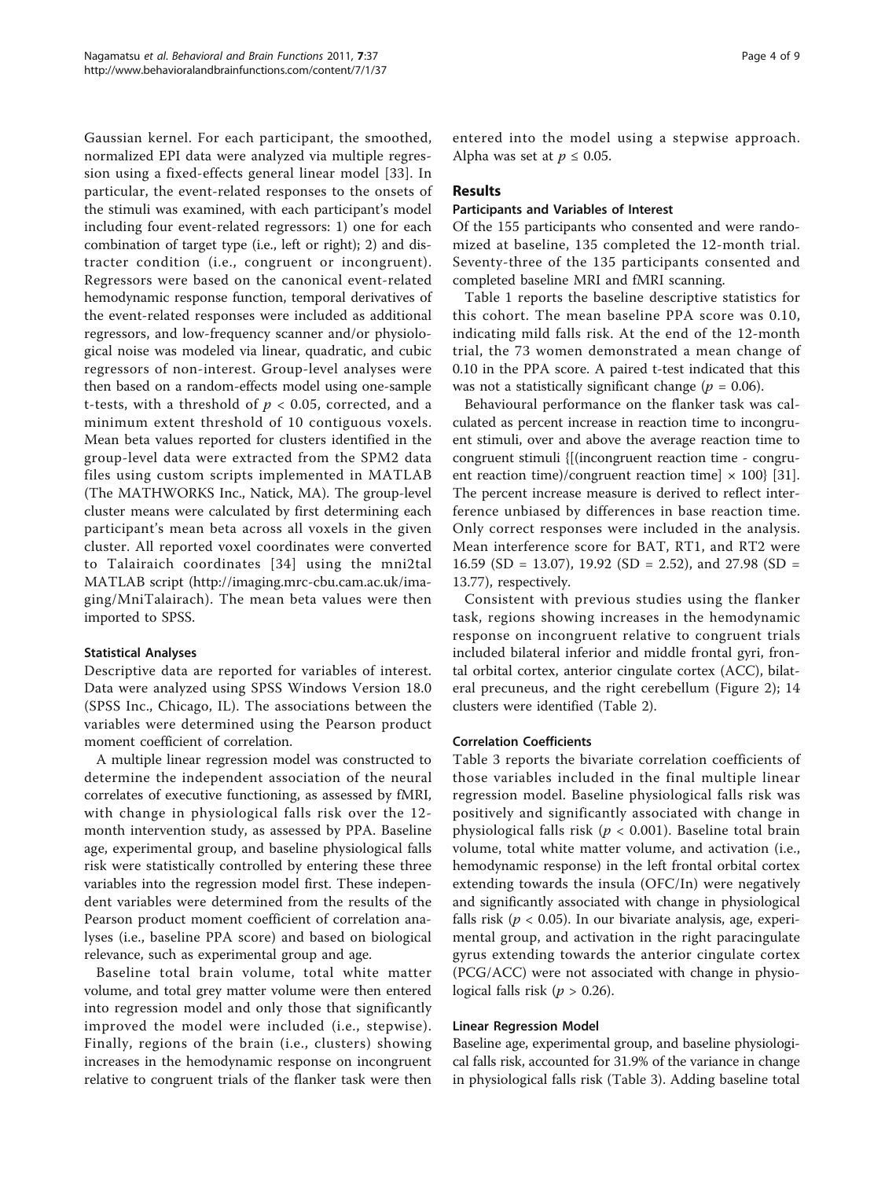Gaussian kernel. For each participant, the smoothed, normalized EPI data were analyzed via multiple regression using a fixed-effects general linear model [33]. In particular, the event-related responses to the onsets of the stimuli was examined, with each participant's model including four event-related regressors: 1) one for each combination of target type (i.e., left or right); 2) and distracter condition (i.e., congruent or incongruent). Regressors were based on the canonical event-related hemodynamic response function, temporal derivatives of the event-related responses were included as additional regressors, and low-frequency scanner and/or physiological noise was modeled via linear, quadratic, and cubic regressors of non-interest. Group-level analyses were then based on a random-effects model using one-sample t-tests, with a threshold of $p < 0.05$, corrected, and a minimum extent threshold of 10 contiguous voxels. Mean beta values reported for clusters identified in the group-level data were extracted from the SPM2 data files using custom scripts implemented in MATLAB (The MATHWORKS Inc., Natick, MA). The group-level cluster means were calculated by first determining each participant's mean beta across all voxels in the given cluster. All reported voxel coordinates were converted to Talairaich coordinates [34] using the mni2tal MATLAB script (http://imaging.mrc-cbu.cam.ac.uk/imaging/MniTalairach). The mean beta values were then imported to SPSS.

### Statistical Analyses

Descriptive data are reported for variables of interest. Data were analyzed using SPSS Windows Version 18.0 (SPSS Inc., Chicago, IL). The associations between the variables were determined using the Pearson product moment coefficient of correlation.

A multiple linear regression model was constructed to determine the independent association of the neural correlates of executive functioning, as assessed by fMRI, with change in physiological falls risk over the 12-month intervention study, as assessed by PPA. Baseline age, experimental group, and baseline physiological falls risk were statistically controlled by entering these three variables into the regression model first. These independent variables were determined from the results of the Pearson product moment coefficient of correlation analyses (i.e., baseline PPA score) and based on biological relevance, such as experimental group and age.

Baseline total brain volume, total white matter volume, and total grey matter volume were then entered into regression model and only those that significantly improved the model were included (i.e., stepwise). Finally, regions of the brain (i.e., clusters) showing increases in the hemodynamic response on incongruent relative to congruent trials of the flanker task were then entered into the model using a stepwise approach. Alpha was set at $p \leq 0.05$.

## Results

### Participants and Variables of Interest

Of the 155 participants who consented and were randomized at baseline, 135 completed the 12-month trial. Seventy-three of the 135 participants consented and completed baseline MRI and fMRI scanning.

Table 1 reports the baseline descriptive statistics for this cohort. The mean baseline PPA score was 0.10, indicating mild falls risk. At the end of the 12-month trial, the 73 women demonstrated a mean change of 0.10 in the PPA score. A paired t-test indicated that this was not a statistically significant change ($p = 0.06$).

Behavioural performance on the flanker task was calculated as percent increase in reaction time to incongruent stimuli, over and above the average reaction time to congruent stimuli {[(incongruent reaction time - congruent reaction time)/congruent reaction time] × 100} [31]. The percent increase measure is derived to reflect interference unbiased by differences in base reaction time. Only correct responses were included in the analysis. Mean interference score for BAT, RT1, and RT2 were 16.59 (SD = 13.07), 19.92 (SD = 2.52), and 27.98 (SD = 13.77), respectively.

Consistent with previous studies using the flanker task, regions showing increases in the hemodynamic response on incongruent relative to congruent trials included bilateral inferior and middle frontal gyri, frontal orbital cortex, anterior cingulate cortex (ACC), bilateral precuneus, and the right cerebellum (Figure 2); 14 clusters were identified (Table 2).

### Correlation Coefficients

Table 3 reports the bivariate correlation coefficients of those variables included in the final multiple linear regression model. Baseline physiological falls risk was positively and significantly associated with change in physiological falls risk ($p < 0.001$). Baseline total brain volume, total white matter volume, and activation (i.e., hemodynamic response) in the left frontal orbital cortex extending towards the insula (OFC/In) were negatively and significantly associated with change in physiological falls risk ($p < 0.05$). In our bivariate analysis, age, experimental group, and activation in the right paracingulate gyrus extending towards the anterior cingulate cortex (PCG/ACC) were not associated with change in physiological falls risk ($p > 0.26$).

### Linear Regression Model

Baseline age, experimental group, and baseline physiological falls risk, accounted for 31.9% of the variance in change in physiological falls risk (Table 3). Adding baseline total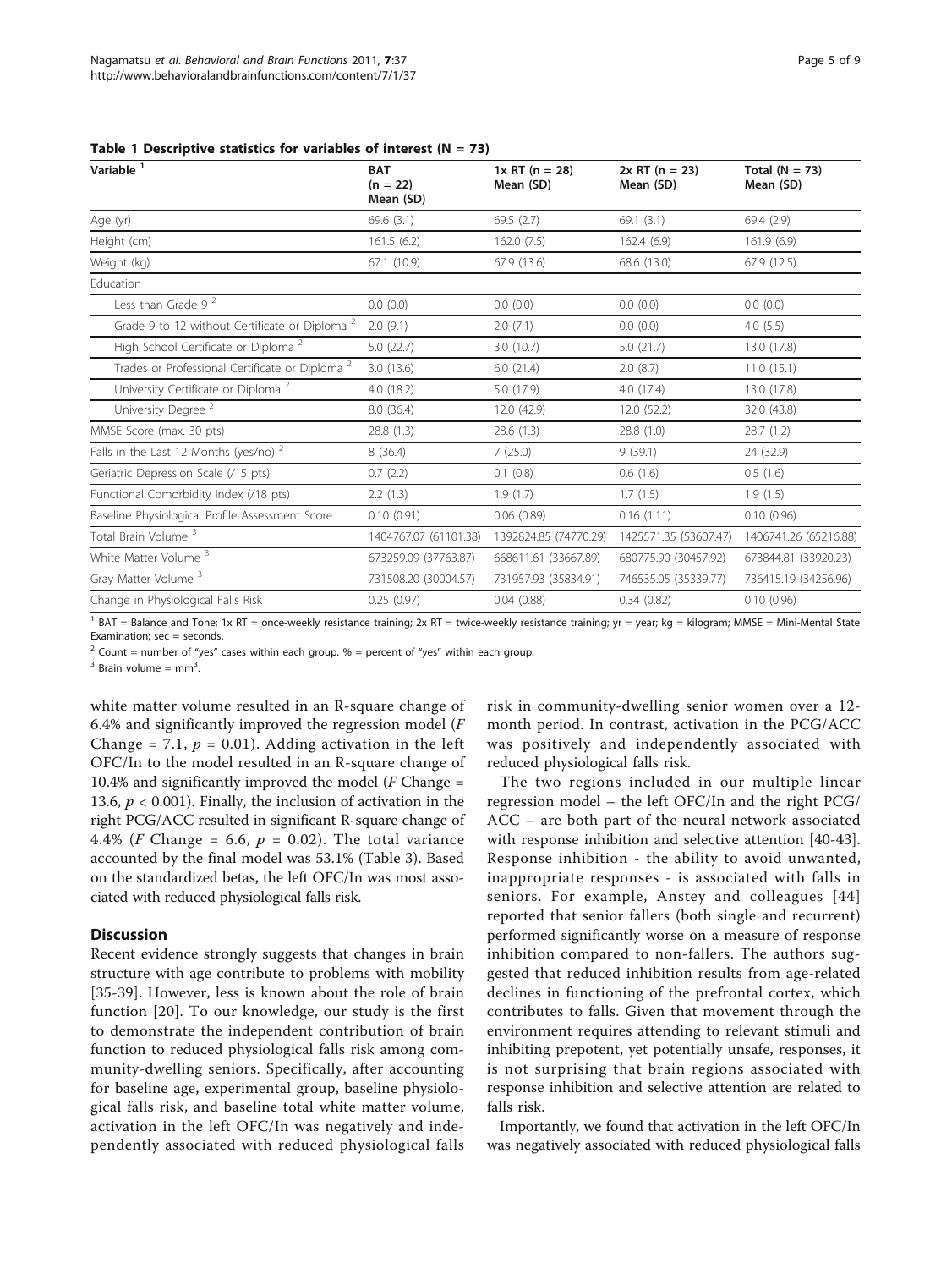**Table 1 Descriptive statistics for variables of interest (N = 73)**

| Variable [1] | BAT (n = 22) Mean (SD) | 1x RT (n = 28) Mean (SD) | 2x RT (n = 23) Mean (SD) | Total (N = 73) Mean (SD) |
|---|---|---|---|---|
| Age (yr) | 69.6 (3.1) | 69.5 (2.7) | 69.1 (3.1) | 69.4 (2.9) |
| Height (cm) | 161.5 (6.2) | 162.0 (7.5) | 162.4 (6.9) | 161.9 (6.9) |
| Weight (kg) | 67.1 (10.9) | 67.9 (13.6) | 68.6 (13.0) | 67.9 (12.5) |
| Education | | | | |
| Less than Grade 9 [2] | 0.0 (0.0) | 0.0 (0.0) | 0.0 (0.0) | 0.0 (0.0) |
| Grade 9 to 12 without Certificate or Diploma [2] | 2.0 (9.1) | 2.0 (7.1) | 0.0 (0.0) | 4.0 (5.5) |
| High School Certificate or Diploma [2] | 5.0 (22.7) | 3.0 (10.7) | 5.0 (21.7) | 13.0 (17.8) |
| Trades or Professional Certificate or Diploma [2] | 3.0 (13.6) | 6.0 (21.4) | 2.0 (8.7) | 11.0 (15.1) |
| University Certificate or Diploma [2] | 4.0 (18.2) | 5.0 (17.9) | 4.0 (17.4) | 13.0 (17.8) |
| University Degree [2] | 8.0 (36.4) | 12.0 (42.9) | 12.0 (52.2) | 32.0 (43.8) |
| MMSE Score (max. 30 pts) | 28.8 (1.3) | 28.6 (1.3) | 28.8 (1.0) | 28.7 (1.2) |
| Falls in the Last 12 Months (yes/no) [2] | 8 (36.4) | 7 (25.0) | 9 (39.1) | 24 (32.9) |
| Geriatric Depression Scale (/15 pts) | 0.7 (2.2) | 0.1 (0.8) | 0.6 (1.6) | 0.5 (1.6) |
| Functional Comorbidity Index (/18 pts) | 2.2 (1.3) | 1.9 (1.7) | 1.7 (1.5) | 1.9 (1.5) |
| Baseline Physiological Profile Assessment Score | 0.10 (0.91) | 0.06 (0.89) | 0.16 (1.11) | 0.10 (0.96) |
| Total Brain Volume [3] | 1404767.07 (61101.38) | 1392824.85 (74770.29) | 1425571.35 (53607.47) | 1406741.26 (65216.88) |
| White Matter Volume [3] | 673259.09 (37763.87) | 668611.61 (33667.89) | 680775.90 (30457.92) | 673844.81 (33920.23) |
| Gray Matter Volume [3] | 731508.20 (30004.57) | 731957.93 (35834.91) | 746535.05 (35339.77) | 736415.19 (34256.96) |
| Change in Physiological Falls Risk | 0.25 (0.97) | 0.04 (0.88) | 0.34 (0.82) | 0.10 (0.96) |

[1] BAT = Balance and Tone; 1x RT = once-weekly resistance training; 2x RT = twice-weekly resistance training; yr = year; kg = kilogram; MMSE = Mini-Mental State Examination; sec = seconds.

[2] Count = number of "yes" cases within each group. % = percent of "yes" within each group.

[3] Brain volume = $mm^3$.

white matter volume resulted in an R-square change of 6.4% and significantly improved the regression model (*F* Change = 7.1, $p = 0.01$). Adding activation in the left OFC/In to the model resulted in an R-square change of 10.4% and significantly improved the model (*F* Change = 13.6, $p < 0.001$). Finally, the inclusion of activation in the right PCG/ACC resulted in significant R-square change of 4.4% (*F* Change = 6.6, $p = 0.02$). The total variance accounted by the final model was 53.1% (Table 3). Based on the standardized betas, the left OFC/In was most associated with reduced physiological falls risk.

## Discussion

Recent evidence strongly suggests that changes in brain structure with age contribute to problems with mobility [35-39]. However, less is known about the role of brain function [20]. To our knowledge, our study is the first to demonstrate the independent contribution of brain function to reduced physiological falls risk among community-dwelling seniors. Specifically, after accounting for baseline age, experimental group, baseline physiological falls risk, and baseline total white matter volume, activation in the left OFC/In was negatively and independently associated with reduced physiological falls risk in community-dwelling senior women over a 12-month period. In contrast, activation in the PCG/ACC was positively and independently associated with reduced physiological falls risk.

The two regions included in our multiple linear regression model – the left OFC/In and the right PCG/ACC – are both part of the neural network associated with response inhibition and selective attention [40-43]. Response inhibition - the ability to avoid unwanted, inappropriate responses - is associated with falls in seniors. For example, Anstey and colleagues [44] reported that senior fallers (both single and recurrent) performed significantly worse on a measure of response inhibition compared to non-fallers. The authors suggested that reduced inhibition results from age-related declines in functioning of the prefrontal cortex, which contributes to falls. Given that movement through the environment requires attending to relevant stimuli and inhibiting prepotent, yet potentially unsafe, responses, it is not surprising that brain regions associated with response inhibition and selective attention are related to falls risk.

Importantly, we found that activation in the left OFC/In was negatively associated with reduced physiological falls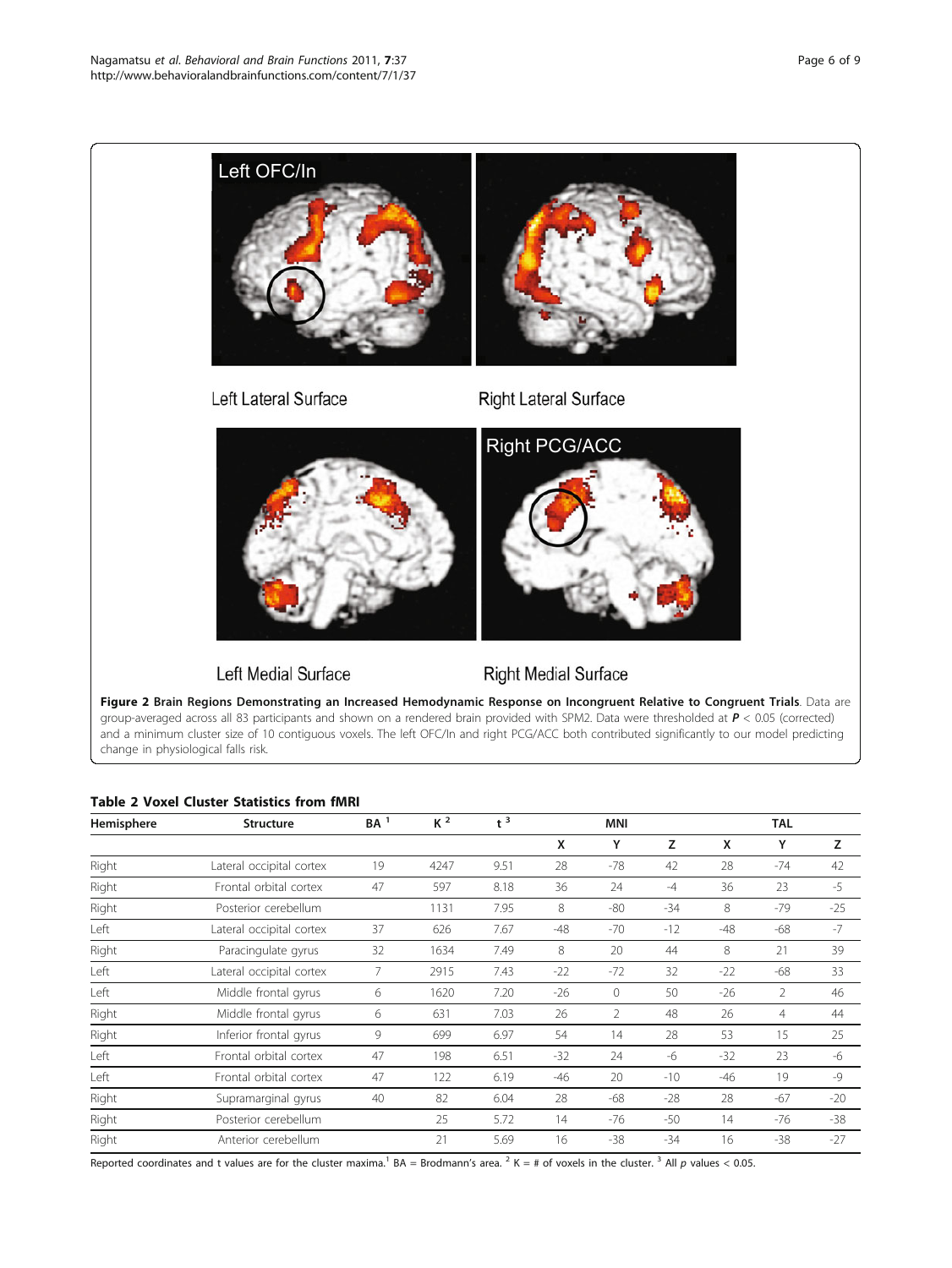Left OFC/In

Left Lateral Surface

Right Lateral Surface

Right PCG/ACC

Left Medial Surface

Right Medial Surface

**Figure 2 Brain Regions Demonstrating an Increased Hemodynamic Response on Incongruent Relative to Congruent Trials**. Data are group-averaged across all 83 participants and shown on a rendered brain provided with SPM2. Data were thresholded at $P < 0.05$ (corrected) and a minimum cluster size of 10 contiguous voxels. The left OFC/In and right PCG/ACC both contributed significantly to our model predicting change in physiological falls risk.

**Table 2 Voxel Cluster Statistics from fMRI**

| Hemisphere | Structure | BA [1] | K [2] | t [3] | MNI | | | TAL | | |
|---|---|---|---|---|---|---|---|---|---|---|
| | | | | | X | Y | Z | X | Y | Z |
| Right | Lateral occipital cortex | 19 | 4247 | 9.51 | 28 | -78 | 42 | 28 | -74 | 42 |
| Right | Frontal orbital cortex | 47 | 597 | 8.18 | 36 | 24 | -4 | 36 | 23 | -5 |
| Right | Posterior cerebellum | | 1131 | 7.95 | 8 | -80 | -34 | 8 | -79 | -25 |
| Left | Lateral occipital cortex | 37 | 626 | 7.67 | -48 | -70 | -12 | -48 | -68 | -7 |
| Right | Paracingulate gyrus | 32 | 1634 | 7.49 | 8 | 20 | 44 | 8 | 21 | 39 |
| Left | Lateral occipital cortex | 7 | 2915 | 7.43 | -22 | -72 | 32 | -22 | -68 | 33 |
| Left | Middle frontal gyrus | 6 | 1620 | 7.20 | -26 | 0 | 50 | -26 | 2 | 46 |
| Right | Middle frontal gyrus | 6 | 631 | 7.03 | 26 | 2 | 48 | 26 | 4 | 44 |
| Right | Inferior frontal gyrus | 9 | 699 | 6.97 | 54 | 14 | 28 | 53 | 15 | 25 |
| Left | Frontal orbital cortex | 47 | 198 | 6.51 | -32 | 24 | -6 | -32 | 23 | -6 |
| Left | Frontal orbital cortex | 47 | 122 | 6.19 | -46 | 20 | -10 | -46 | 19 | -9 |
| Right | Supramarginal gyrus | 40 | 82 | 6.04 | 28 | -68 | -28 | 28 | -67 | -20 |
| Right | Posterior cerebellum | | 25 | 5.72 | 14 | -76 | -50 | 14 | -76 | -38 |
| Right | Anterior cerebellum | | 21 | 5.69 | 16 | -38 | -34 | 16 | -38 | -27 |

Reported coordinates and t values are for the cluster maxima.[1] BA = Brodmann's area. [2] K = # of voxels in the cluster. [3] All $p$ values < 0.05.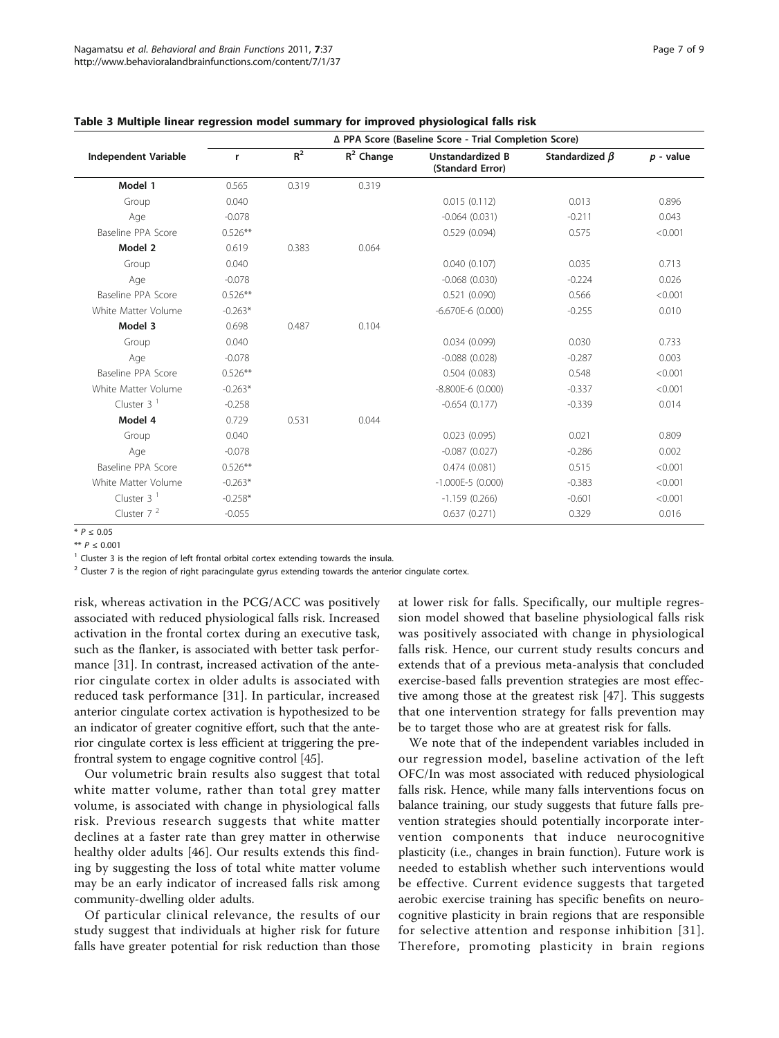**Table 3 Multiple linear regression model summary for improved physiological falls risk**

| Independent Variable | Δ PPA Score (Baseline Score - Trial Completion Score) | | | | | |
|---|---|---|---|---|---|---|
| | r | $R^2$ | $R^2$ Change | Unstandardized B (Standard Error) | Standardized $\beta$ | $p$ - value |
| **Model 1** | 0.565 | 0.319 | 0.319 | | | |
| Group | 0.040 | | | 0.015 (0.112) | 0.013 | 0.896 |
| Age | -0.078 | | | -0.064 (0.031) | -0.211 | 0.043 |
| Baseline PPA Score | 0.526** | | | 0.529 (0.094) | 0.575 | <0.001 |
| **Model 2** | 0.619 | 0.383 | 0.064 | | | |
| Group | 0.040 | | | 0.040 (0.107) | 0.035 | 0.713 |
| Age | -0.078 | | | -0.068 (0.030) | -0.224 | 0.026 |
| Baseline PPA Score | 0.526** | | | 0.521 (0.090) | 0.566 | <0.001 |
| White Matter Volume | -0.263* | | | -6.670E-6 (0.000) | -0.255 | 0.010 |
| **Model 3** | 0.698 | 0.487 | 0.104 | | | |
| Group | 0.040 | | | 0.034 (0.099) | 0.030 | 0.733 |
| Age | -0.078 | | | -0.088 (0.028) | -0.287 | 0.003 |
| Baseline PPA Score | 0.526** | | | 0.504 (0.083) | 0.548 | <0.001 |
| White Matter Volume | -0.263* | | | -8.800E-6 (0.000) | -0.337 | <0.001 |
| Cluster 3 [1] | -0.258 | | | -0.654 (0.177) | -0.339 | 0.014 |
| **Model 4** | 0.729 | 0.531 | 0.044 | | | |
| Group | 0.040 | | | 0.023 (0.095) | 0.021 | 0.809 |
| Age | -0.078 | | | -0.087 (0.027) | -0.286 | 0.002 |
| Baseline PPA Score | 0.526** | | | 0.474 (0.081) | 0.515 | <0.001 |
| White Matter Volume | -0.263* | | | -1.000E-5 (0.000) | -0.383 | <0.001 |
| Cluster 3 [1] | -0.258* | | | -1.159 (0.266) | -0.601 | <0.001 |
| Cluster 7 [2] | -0.055 | | | 0.637 (0.271) | 0.329 | 0.016 |

* $P \leq 0.05$

** $P \leq 0.001$

[1] Cluster 3 is the region of left frontal orbital cortex extending towards the insula.

[2] Cluster 7 is the region of right paracingulate gyrus extending towards the anterior cingulate cortex.

risk, whereas activation in the PCG/ACC was positively associated with reduced physiological falls risk. Increased activation in the frontal cortex during an executive task, such as the flanker, is associated with better task performance [31]. In contrast, increased activation of the anterior cingulate cortex in older adults is associated with reduced task performance [31]. In particular, increased anterior cingulate cortex activation is hypothesized to be an indicator of greater cognitive effort, such that the anterior cingulate cortex is less efficient at triggering the prefrontal system to engage cognitive control [45].

Our volumetric brain results also suggest that total white matter volume, rather than total grey matter volume, is associated with change in physiological falls risk. Previous research suggests that white matter declines at a faster rate than grey matter in otherwise healthy older adults [46]. Our results extends this finding by suggesting the loss of total white matter volume may be an early indicator of increased falls risk among community-dwelling older adults.

Of particular clinical relevance, the results of our study suggest that individuals at higher risk for future falls have greater potential for risk reduction than those at lower risk for falls. Specifically, our multiple regression model showed that baseline physiological falls risk was positively associated with change in physiological falls risk. Hence, our current study results concurs and extends that of a previous meta-analysis that concluded exercise-based falls prevention strategies are most effective among those at the greatest risk [47]. This suggests that one intervention strategy for falls prevention may be to target those who are at greatest risk for falls.

We note that of the independent variables included in our regression model, baseline activation of the left OFC/In was most associated with reduced physiological falls risk. Hence, while many falls interventions focus on balance training, our study suggests that future falls prevention strategies should potentially incorporate intervention components that induce neurocognitive plasticity (i.e., changes in brain function). Future work is needed to establish whether such interventions would be effective. Current evidence suggests that targeted aerobic exercise training has specific benefits on neurocognitive plasticity in brain regions that are responsible for selective attention and response inhibition [31]. Therefore, promoting plasticity in brain regions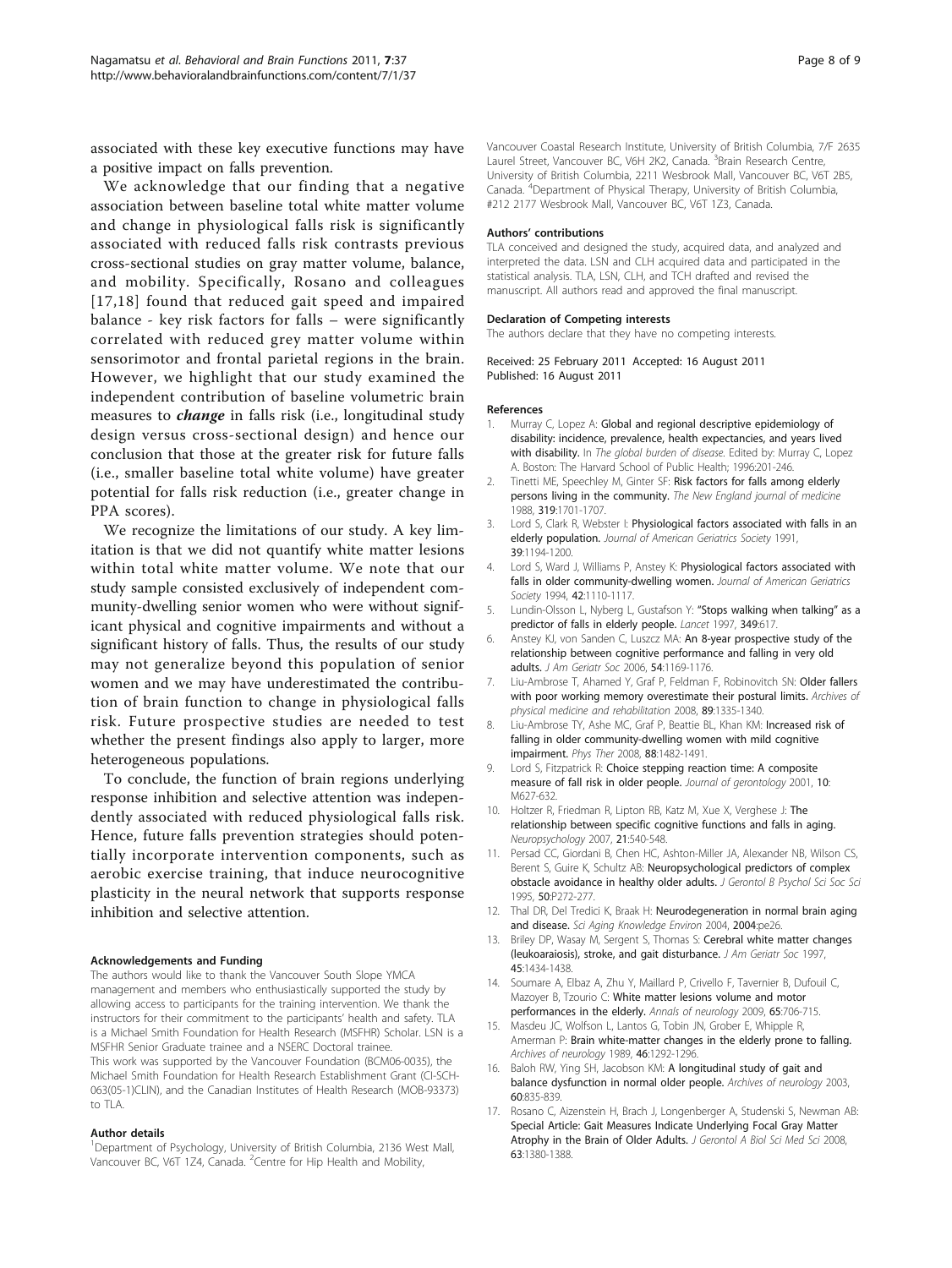associated with these key executive functions may have a positive impact on falls prevention.

We acknowledge that our finding that a negative association between baseline total white matter volume and change in physiological falls risk is significantly associated with reduced falls risk contrasts previous cross-sectional studies on gray matter volume, balance, and mobility. Specifically, Rosano and colleagues [17,18] found that reduced gait speed and impaired balance - key risk factors for falls – were significantly correlated with reduced grey matter volume within sensorimotor and frontal parietal regions in the brain. However, we highlight that our study examined the independent contribution of baseline volumetric brain measures to ***change*** in falls risk (i.e., longitudinal study design versus cross-sectional design) and hence our conclusion that those at the greater risk for future falls (i.e., smaller baseline total white volume) have greater potential for falls risk reduction (i.e., greater change in PPA scores).

We recognize the limitations of our study. A key limitation is that we did not quantify white matter lesions within total white matter volume. We note that our study sample consisted exclusively of independent community-dwelling senior women who were without significant physical and cognitive impairments and without a significant history of falls. Thus, the results of our study may not generalize beyond this population of senior women and we may have underestimated the contribution of brain function to change in physiological falls risk. Future prospective studies are needed to test whether the present findings also apply to larger, more heterogeneous populations.

To conclude, the function of brain regions underlying response inhibition and selective attention was independently associated with reduced physiological falls risk. Hence, future falls prevention strategies should potentially incorporate intervention components, such as aerobic exercise training, that induce neurocognitive plasticity in the neural network that supports response inhibition and selective attention.

#### Acknowledgements and Funding

The authors would like to thank the Vancouver South Slope YMCA management and members who enthusiastically supported the study by allowing access to participants for the training intervention. We thank the instructors for their commitment to the participants' health and safety. TLA is a Michael Smith Foundation for Health Research (MSFHR) Scholar. LSN is a MSFHR Senior Graduate trainee and a NSERC Doctoral trainee.

This work was supported by the Vancouver Foundation (BCM06-0035), the Michael Smith Foundation for Health Research Establishment Grant (CI-SCH-063(05-1)CLIN), and the Canadian Institutes of Health Research (MOB-93373) to TLA.

#### Author details

[1]Department of Psychology, University of British Columbia, 2136 West Mall, Vancouver BC, V6T 1Z4, Canada. [2]Centre for Hip Health and Mobility, Vancouver Coastal Research Institute, University of British Columbia, 7/F 2635 Laurel Street, Vancouver BC, V6H 2K2, Canada. [3]Brain Research Centre, University of British Columbia, 2211 Wesbrook Mall, Vancouver BC, V6T 2B5, Canada. [4]Department of Physical Therapy, University of British Columbia, #212 2177 Wesbrook Mall, Vancouver BC, V6T 1Z3, Canada.

#### Authors' contributions

TLA conceived and designed the study, acquired data, and analyzed and interpreted the data. LSN and CLH acquired data and participated in the statistical analysis. TLA, LSN, CLH, and TCH drafted and revised the manuscript. All authors read and approved the final manuscript.

#### Declaration of Competing interests

The authors declare that they have no competing interests.

Received: 25 February 2011 Accepted: 16 August 2011
Published: 16 August 2011

#### References

1. Murray C, Lopez A: **Global and regional descriptive epidemiology of disability: incidence, prevalence, health expectancies, and years lived with disability.** In *The global burden of disease*. Edited by: Murray C, Lopez A. Boston: The Harvard School of Public Health; 1996:201-246.
2. Tinetti ME, Speechley M, Ginter SF: **Risk factors for falls among elderly persons living in the community.** *The New England journal of medicine* 1988, **319**:1701-1707.
3. Lord S, Clark R, Webster I: **Physiological factors associated with falls in an elderly population.** *Journal of American Geriatrics Society* 1991, **39**:1194-1200.
4. Lord S, Ward J, Williams P, Anstey K: **Physiological factors associated with falls in older community-dwelling women.** *Journal of American Geriatrics Society* 1994, **42**:1110-1117.
5. Lundin-Olsson L, Nyberg L, Gustafson Y: **"Stops walking when talking" as a predictor of falls in elderly people.** *Lancet* 1997, **349**:617.
6. Anstey KJ, von Sanden C, Luszcz MA: **An 8-year prospective study of the relationship between cognitive performance and falling in very old adults.** *J Am Geriatr Soc* 2006, **54**:1169-1176.
7. Liu-Ambrose T, Ahamed Y, Graf P, Feldman F, Robinovitch SN: **Older fallers with poor working memory overestimate their postural limits.** *Archives of physical medicine and rehabilitation* 2008, **89**:1335-1340.
8. Liu-Ambrose TY, Ashe MC, Graf P, Beattie BL, Khan KM: **Increased risk of falling in older community-dwelling women with mild cognitive impairment.** *Phys Ther* 2008, **88**:1482-1491.
9. Lord S, Fitzpatrick R: **Choice stepping reaction time: A composite measure of fall risk in older people.** *Journal of gerontology* 2001, **10**: M627-632.
10. Holtzer R, Friedman R, Lipton RB, Katz M, Xue X, Verghese J: **The relationship between specific cognitive functions and falls in aging.** *Neuropsychology* 2007, **21**:540-548.
11. Persad CC, Giordani B, Chen HC, Ashton-Miller JA, Alexander NB, Wilson CS, Berent S, Guire K, Schultz AB: **Neuropsychological predictors of complex obstacle avoidance in healthy older adults.** *J Gerontol B Psychol Sci Soc Sci* 1995, **50**:P272-277.
12. Thal DR, Del Tredici K, Braak H: **Neurodegeneration in normal brain aging and disease.** *Sci Aging Knowledge Environ* 2004, **2004**:pe26.
13. Briley DP, Wasay M, Sergent S, Thomas S: **Cerebral white matter changes (leukoaraiosis), stroke, and gait disturbance.** *J Am Geriatr Soc* 1997, **45**:1434-1438.
14. Soumare A, Elbaz A, Zhu Y, Maillard P, Crivello F, Tavernier B, Dufouil C, Mazoyer B, Tzourio C: **White matter lesions volume and motor performances in the elderly.** *Annals of neurology* 2009, **65**:706-715.
15. Masdeu JC, Wolfson L, Lantos G, Tobin JN, Grober E, Whipple R, Amerman P: **Brain white-matter changes in the elderly prone to falling.** *Archives of neurology* 1989, **46**:1292-1296.
16. Baloh RW, Ying SH, Jacobson KM: **A longitudinal study of gait and balance dysfunction in normal older people.** *Archives of neurology* 2003, **60**:835-839.
17. Rosano C, Aizenstein H, Brach J, Longenberger A, Studenski S, Newman AB: **Special Article: Gait Measures Indicate Underlying Focal Gray Matter Atrophy in the Brain of Older Adults.** *J Gerontol A Biol Sci Med Sci* 2008, **63**:1380-1388.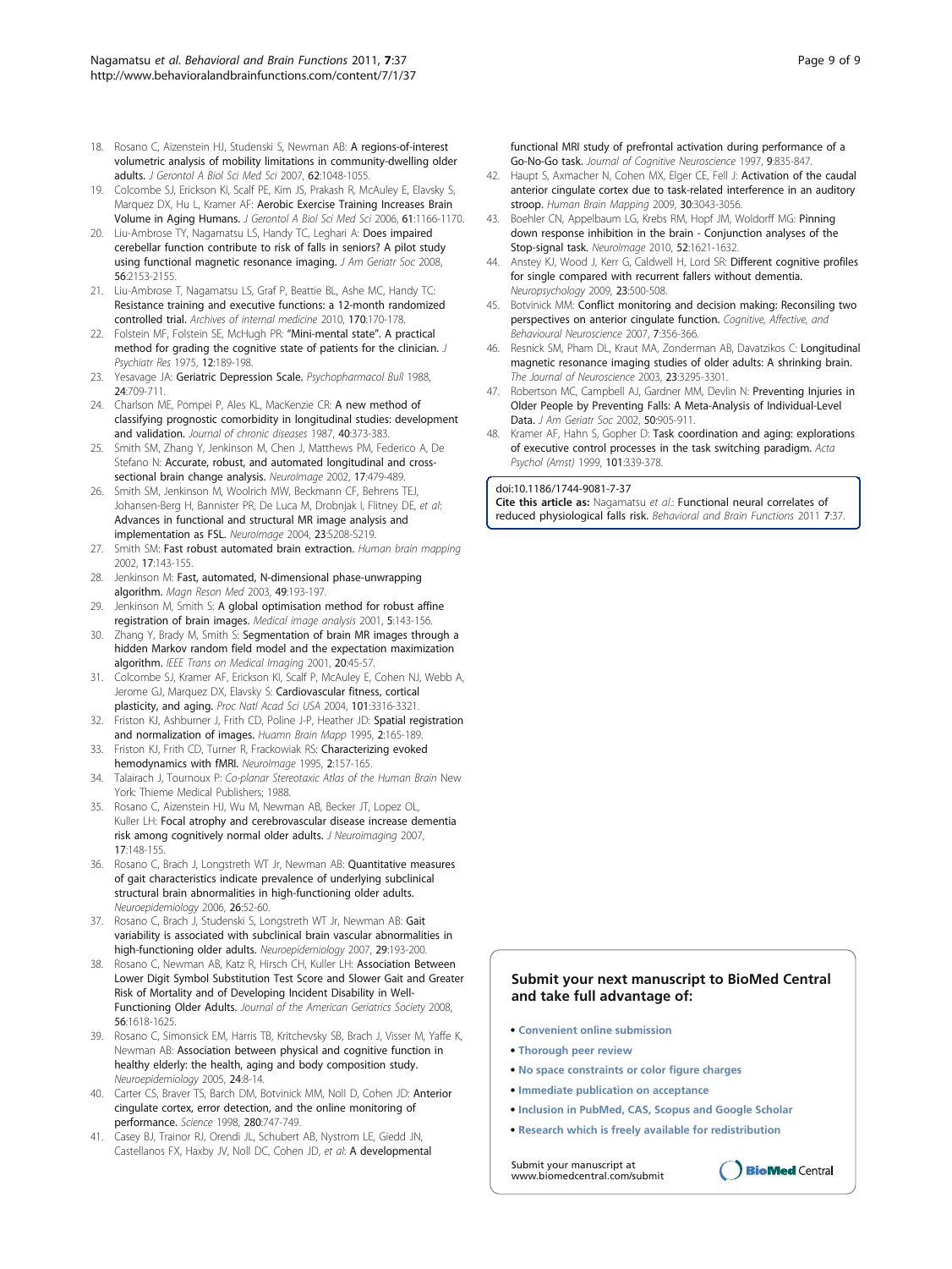18. Rosano C, Aizenstein HJ, Studenski S, Newman AB: A regions-of-interest volumetric analysis of mobility limitations in community-dwelling older adults. *J Gerontol A Biol Sci Med Sci* 2007, **62**:1048-1055.
19. Colcombe SJ, Erickson KI, Scalf PE, Kim JS, Prakash R, McAuley E, Elavsky S, Marquez DX, Hu L, Kramer AF: Aerobic Exercise Training Increases Brain Volume in Aging Humans. *J Gerontol A Biol Sci Med Sci* 2006, **61**:1166-1170.
20. Liu-Ambrose TY, Nagamatsu LS, Handy TC, Leghari A: Does impaired cerebellar function contribute to risk of falls in seniors? A pilot study using functional magnetic resonance imaging. *J Am Geriatr Soc* 2008, **56**:2153-2155.
21. Liu-Ambrose T, Nagamatsu LS, Graf P, Beattie BL, Ashe MC, Handy TC: Resistance training and executive functions: a 12-month randomized controlled trial. *Archives of internal medicine* 2010, **170**:170-178.
22. Folstein MF, Folstein SE, McHugh PR: "Mini-mental state". A practical method for grading the cognitive state of patients for the clinician. *J Psychiatr Res* 1975, **12**:189-198.
23. Yesavage JA: Geriatric Depression Scale. *Psychopharmacol Bull* 1988, **24**:709-711.
24. Charlson ME, Pompei P, Ales KL, MacKenzie CR: A new method of classifying prognostic comorbidity in longitudinal studies: development and validation. *Journal of chronic diseases* 1987, **40**:373-383.
25. Smith SM, Zhang Y, Jenkinson M, Chen J, Matthews PM, Federico A, De Stefano N: Accurate, robust, and automated longitudinal and cross-sectional brain change analysis. *NeuroImage* 2002, **17**:479-489.
26. Smith SM, Jenkinson M, Woolrich MW, Beckmann CF, Behrens TEJ, Johansen-Berg H, Bannister PR, De Luca M, Drobnjak I, Flitney DE, *et al*: Advances in functional and structural MR image analysis and implementation as FSL. *NeuroImage* 2004, **23**:S208-S219.
27. Smith SM: Fast robust automated brain extraction. *Human brain mapping* 2002, **17**:143-155.
28. Jenkinson M: Fast, automated, N-dimensional phase-unwrapping algorithm. *Magn Reson Med* 2003, **49**:193-197.
29. Jenkinson M, Smith S: A global optimisation method for robust affine registration of brain images. *Medical image analysis* 2001, **5**:143-156.
30. Zhang Y, Brady M, Smith S: Segmentation of brain MR images through a hidden Markov random field model and the expectation maximization algorithm. *IEEE Trans on Medical Imaging* 2001, **20**:45-57.
31. Colcombe SJ, Kramer AF, Erickson KI, Scalf P, McAuley E, Cohen NJ, Webb A, Jerome GJ, Marquez DX, Elavsky S: Cardiovascular fitness, cortical plasticity, and aging. *Proc Natl Acad Sci USA* 2004, **101**:3316-3321.
32. Friston KJ, Ashburner J, Frith CD, Poline J-P, Heather JD: Spatial registration and normalization of images. *Huamn Brain Mapp* 1995, **2**:165-189.
33. Friston KJ, Frith CD, Turner R, Frackowiak RS: Characterizing evoked hemodynamics with fMRI. *NeuroImage* 1995, **2**:157-165.
34. Talairach J, Tournoux P: *Co-planar Stereotaxic Atlas of the Human Brain* New York: Thieme Medical Publishers; 1988.
35. Rosano C, Aizenstein HJ, Wu M, Newman AB, Becker JT, Lopez OL, Kuller LH: Focal atrophy and cerebrovascular disease increase dementia risk among cognitively normal older adults. *J Neuroimaging* 2007, **17**:148-155.
36. Rosano C, Brach J, Longstreth WT Jr, Newman AB: Quantitative measures of gait characteristics indicate prevalence of underlying subclinical structural brain abnormalities in high-functioning older adults. *Neuroepidemiology* 2006, **26**:52-60.
37. Rosano C, Brach J, Studenski S, Longstreth WT Jr, Newman AB: Gait variability is associated with subclinical brain vascular abnormalities in high-functioning older adults. *Neuroepidemiology* 2007, **29**:193-200.
38. Rosano C, Newman AB, Katz R, Hirsch CH, Kuller LH: Association Between Lower Digit Symbol Substitution Test Score and Slower Gait and Greater Risk of Mortality and of Developing Incident Disability in Well-Functioning Older Adults. *Journal of the American Geriatrics Society* 2008, **56**:1618-1625.
39. Rosano C, Simonsick EM, Harris TB, Kritchevsky SB, Brach J, Visser M, Yaffe K, Newman AB: Association between physical and cognitive function in healthy elderly: the health, aging and body composition study. *Neuroepidemiology* 2005, **24**:8-14.
40. Carter CS, Braver TS, Barch DM, Botvinick MM, Noll D, Cohen JD: Anterior cingulate cortex, error detection, and the online monitoring of performance. *Science* 1998, **280**:747-749.
41. Casey BJ, Trainor RJ, Orendi JL, Schubert AB, Nystrom LE, Giedd JN, Castellanos FX, Haxby JV, Noll DC, Cohen JD, *et al*: A developmental functional MRI study of prefrontal activation during performance of a Go-No-Go task. *Journal of Cognitive Neuroscience* 1997, **9**:835-847.
42. Haupt S, Axmacher N, Cohen MX, Elger CE, Fell J: Activation of the caudal anterior cingulate cortex due to task-related interference in an auditory stroop. *Human Brain Mapping* 2009, **30**:3043-3056.
43. Boehler CN, Appelbaum LG, Krebs RM, Hopf JM, Woldorff MG: Pinning down response inhibition in the brain - Conjunction analyses of the Stop-signal task. *NeuroImage* 2010, **52**:1621-1632.
44. Anstey KJ, Wood J, Kerr G, Caldwell H, Lord SR: Different cognitive profiles for single compared with recurrent fallers without dementia. *Neuropsychology* 2009, **23**:500-508.
45. Botvinick MM: Conflict monitoring and decision making: Reconsiling two perspectives on anterior cingulate function. *Cognitive, Affective, and Behavioural Neuroscience* 2007, **7**:356-366.
46. Resnick SM, Pham DL, Kraut MA, Zonderman AB, Davatzikos C: Longitudinal magnetic resonance imaging studies of older adults: A shrinking brain. *The Journal of Neuroscience* 2003, **23**:3295-3301.
47. Robertson MC, Campbell AJ, Gardner MM, Devlin N: Preventing Injuries in Older People by Preventing Falls: A Meta-Analysis of Individual-Level Data. *J Am Geriatr Soc* 2002, **50**:905-911.
48. Kramer AF, Hahn S, Gopher D: Task coordination and aging: explorations of executive control processes in the task switching paradigm. *Acta Psychol (Amst)* 1999, **101**:339-378.

doi:10.1186/1744-9081-7-37
**Cite this article as:** Nagamatsu *et al.*: Functional neural correlates of reduced physiological falls risk. *Behavioral and Brain Functions* 2011 **7**:37.

**Submit your next manuscript to BioMed Central and take full advantage of:**

- Convenient online submission
- Thorough peer review
- No space constraints or color figure charges
- Immediate publication on acceptance
- Inclusion in PubMed, CAS, Scopus and Google Scholar
- Research which is freely available for redistribution

Submit your manuscript at www.biomedcentral.com/submit